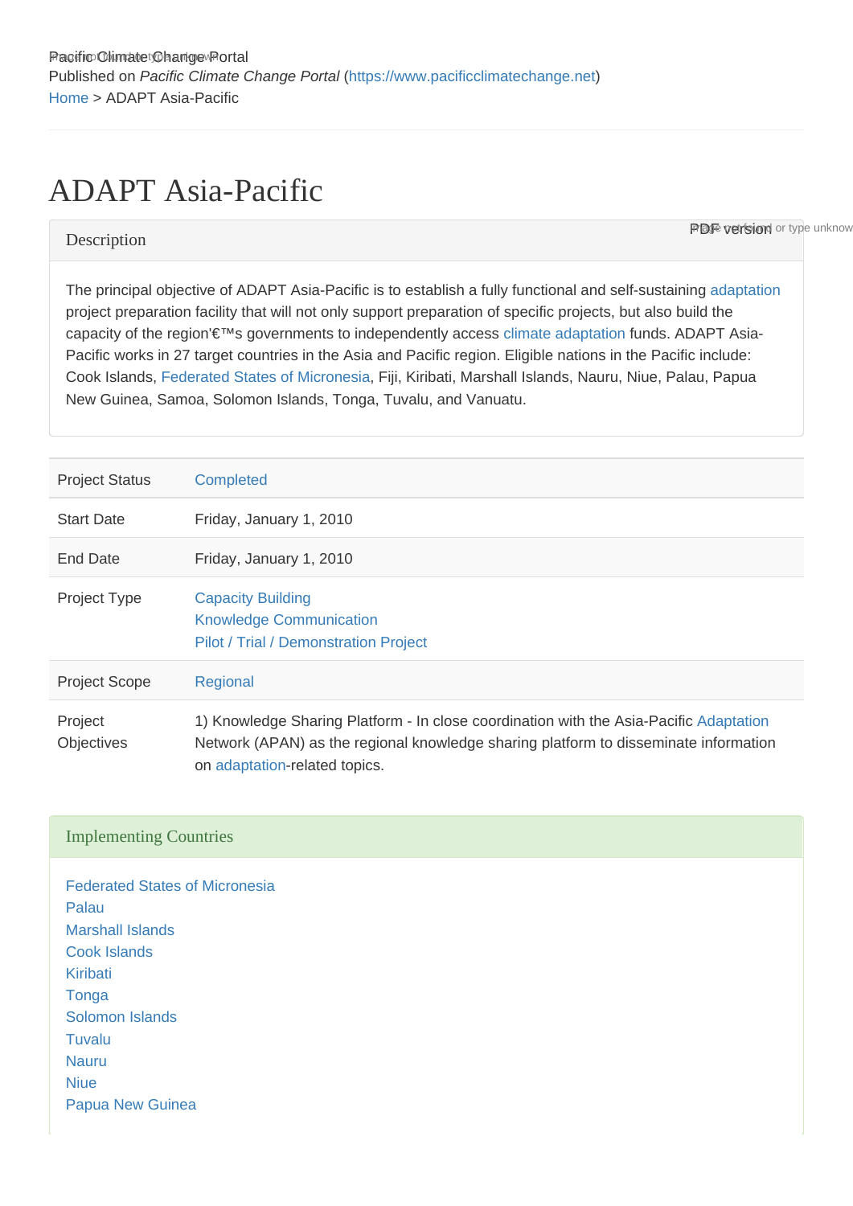Pacific Climate Change Portal
Published on *Pacific Climate Change Portal* (https://www.pacificclimatechange.net)
Home > ADAPT Asia-Pacific

# ADAPT Asia-Pacific

## Description

The principal objective of ADAPT Asia-Pacific is to establish a fully functional and self-sustaining adaptation project preparation facility that will not only support preparation of specific projects, but also build the capacity of the region'€™s governments to independently access climate adaptation funds. ADAPT Asia-Pacific works in 27 target countries in the Asia and Pacific region. Eligible nations in the Pacific include: Cook Islands, Federated States of Micronesia, Fiji, Kiribati, Marshall Islands, Nauru, Niue, Palau, Papua New Guinea, Samoa, Solomon Islands, Tonga, Tuvalu, and Vanuatu.

| | |
|---|---|
| Project Status | Completed |
| Start Date | Friday, January 1, 2010 |
| End Date | Friday, January 1, 2010 |
| Project Type | Capacity Building<br>Knowledge Communication<br>Pilot / Trial / Demonstration Project |
| Project Scope | Regional |
| Project Objectives | 1) Knowledge Sharing Platform - In close coordination with the Asia-Pacific Adaptation Network (APAN) as the regional knowledge sharing platform to disseminate information on adaptation-related topics. |

## Implementing Countries

Federated States of Micronesia
Palau
Marshall Islands
Cook Islands
Kiribati
Tonga
Solomon Islands
Tuvalu
Nauru
Niue
Papua New Guinea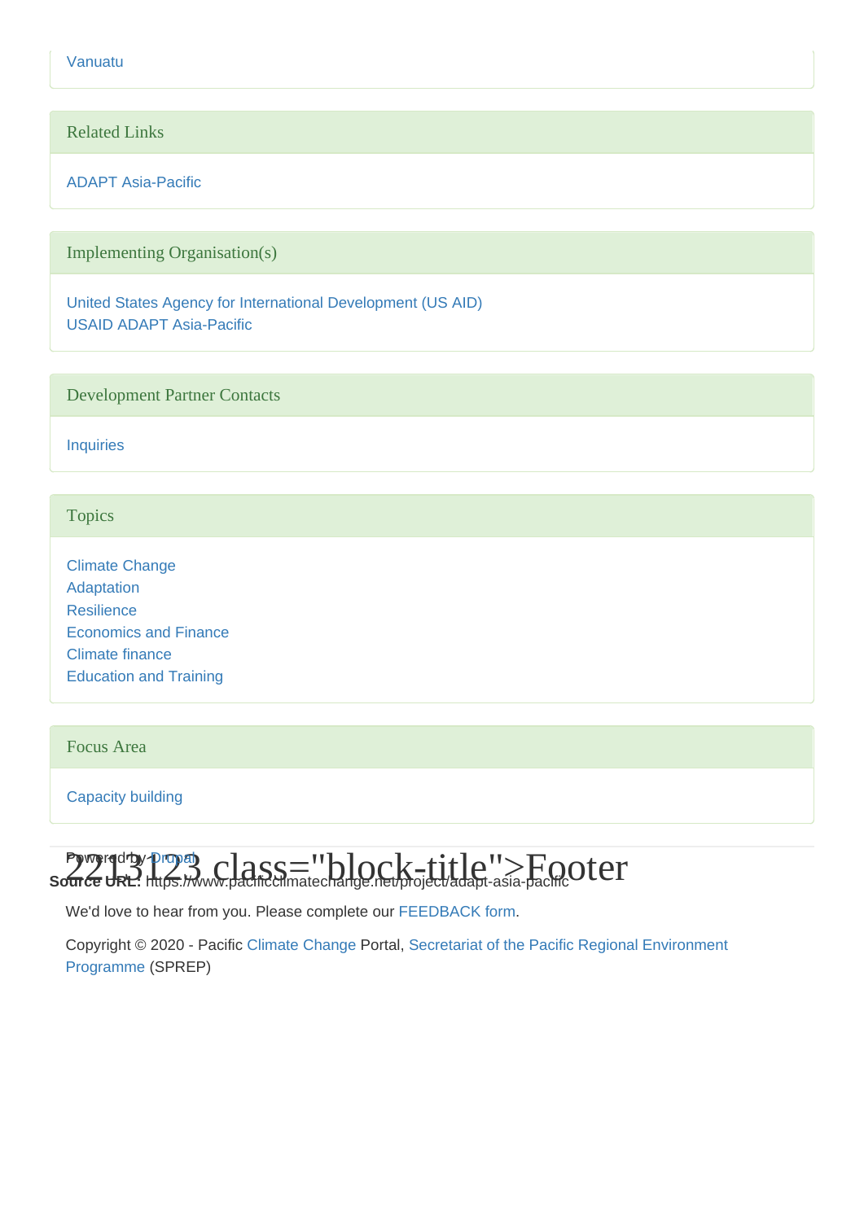Vanuatu

## Related Links

ADAPT Asia-Pacific

## Implementing Organisation(s)

United States Agency for International Development (US AID)
USAID ADAPT Asia-Pacific

## Development Partner Contacts

Inquiries

## Topics

Climate Change
Adaptation
Resilience
Economics and Finance
Climate finance
Education and Training

## Focus Area

Capacity building

Powered by Drupal

2213123 class="block-title">Footer

**Source URL:** https://www.pacificclimatechange.net/project/adapt-asia-pacific

We'd love to hear from you. Please complete our FEEDBACK form.

Copyright © 2020 - Pacific Climate Change Portal, Secretariat of the Pacific Regional Environment Programme (SPREP)